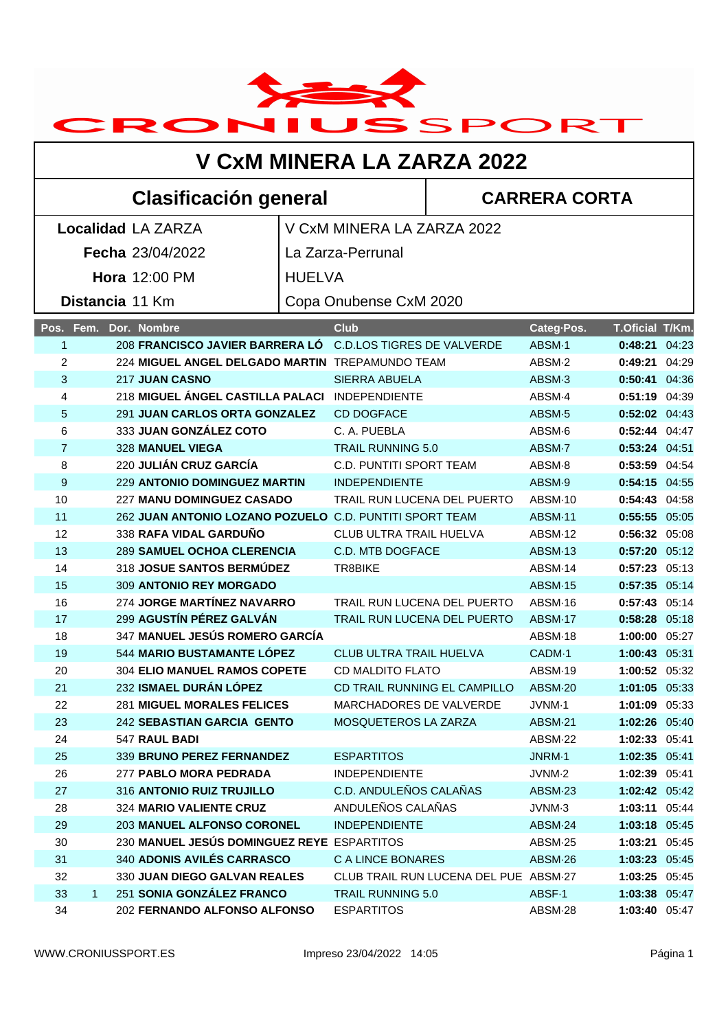CRONIUSSPORT

# V CxM MINERA LA ZARZA 2022

## Clasificación general

## CARRERA CORTA

| | |
|---|---|
| **Localidad** LA ZARZA | V CxM MINERA LA ZARZA 2022 |
| **Fecha** 23/04/2022 | La Zarza-Perrunal |
| **Hora** 12:00 PM | HUELVA |
| **Distancia** 11 Km | Copa Onubense CxM 2020 |

| Pos. | Fem. | Dor. | Nombre | Club | Categ·Pos. | T.Oficial | T/Km. |
|---|---|---|---|---|---|---|---|
| 1 | | 208 | **FRANCISCO JAVIER BARRERA LÓ** | C.D.LOS TIGRES DE VALVERDE | ABSM·1 | **0:48:21** | 04:23 |
| 2 | | 224 | **MIGUEL ANGEL DELGADO MARTIN** | TREPAMUNDO TEAM | ABSM·2 | **0:49:21** | 04:29 |
| 3 | | 217 | **JUAN CASNO** | SIERRA ABUELA | ABSM·3 | **0:50:41** | 04:36 |
| 4 | | 218 | **MIGUEL ÁNGEL CASTILLA PALACI** | INDEPENDIENTE | ABSM·4 | **0:51:19** | 04:39 |
| 5 | | 291 | **JUAN CARLOS ORTA GONZALEZ** | CD DOGFACE | ABSM·5 | **0:52:02** | 04:43 |
| 6 | | 333 | **JUAN GONZÁLEZ COTO** | C. A. PUEBLA | ABSM·6 | **0:52:44** | 04:47 |
| 7 | | 328 | **MANUEL VIEGA** | TRAIL RUNNING 5.0 | ABSM·7 | **0:53:24** | 04:51 |
| 8 | | 220 | **JULIÁN CRUZ GARCÍA** | C.D. PUNTITI SPORT TEAM | ABSM·8 | **0:53:59** | 04:54 |
| 9 | | 229 | **ANTONIO DOMINGUEZ MARTIN** | INDEPENDIENTE | ABSM·9 | **0:54:15** | 04:55 |
| 10 | | 227 | **MANU DOMINGUEZ CASADO** | TRAIL RUN LUCENA DEL PUERTO | ABSM·10 | **0:54:43** | 04:58 |
| 11 | | 262 | **JUAN ANTONIO LOZANO POZUELO** | C.D. PUNTITI SPORT TEAM | ABSM·11 | **0:55:55** | 05:05 |
| 12 | | 338 | **RAFA VIDAL GARDUÑO** | CLUB ULTRA TRAIL HUELVA | ABSM·12 | **0:56:32** | 05:08 |
| 13 | | 289 | **SAMUEL OCHOA CLERENCIA** | C.D. MTB DOGFACE | ABSM·13 | **0:57:20** | 05:12 |
| 14 | | 318 | **JOSUE SANTOS BERMÚDEZ** | TR8BIKE | ABSM·14 | **0:57:23** | 05:13 |
| 15 | | 309 | **ANTONIO REY MORGADO** | | ABSM·15 | **0:57:35** | 05:14 |
| 16 | | 274 | **JORGE MARTÍNEZ NAVARRO** | TRAIL RUN LUCENA DEL PUERTO | ABSM·16 | **0:57:43** | 05:14 |
| 17 | | 299 | **AGUSTÍN PÉREZ GALVÁN** | TRAIL RUN LUCENA DEL PUERTO | ABSM·17 | **0:58:28** | 05:18 |
| 18 | | 347 | **MANUEL JESÚS ROMERO GARCÍA** | | ABSM·18 | **1:00:00** | 05:27 |
| 19 | | 544 | **MARIO BUSTAMANTE LÓPEZ** | CLUB ULTRA TRAIL HUELVA | CADM·1 | **1:00:43** | 05:31 |
| 20 | | 304 | **ELIO MANUEL RAMOS COPETE** | CD MALDITO FLATO | ABSM·19 | **1:00:52** | 05:32 |
| 21 | | 232 | **ISMAEL DURÁN LÓPEZ** | CD TRAIL RUNNING EL CAMPILLO | ABSM·20 | **1:01:05** | 05:33 |
| 22 | | 281 | **MIGUEL MORALES FELICES** | MARCHADORES DE VALVERDE | JVNM·1 | **1:01:09** | 05:33 |
| 23 | | 242 | **SEBASTIAN GARCIA GENTO** | MOSQUETEROS LA ZARZA | ABSM·21 | **1:02:26** | 05:40 |
| 24 | | 547 | **RAUL BADI** | | ABSM·22 | **1:02:33** | 05:41 |
| 25 | | 339 | **BRUNO PEREZ FERNANDEZ** | ESPARTITOS | JNRM·1 | **1:02:35** | 05:41 |
| 26 | | 277 | **PABLO MORA PEDRADA** | INDEPENDIENTE | JVNM·2 | **1:02:39** | 05:41 |
| 27 | | 316 | **ANTONIO RUIZ TRUJILLO** | C.D. ANDULEÑOS CALAÑAS | ABSM·23 | **1:02:42** | 05:42 |
| 28 | | 324 | **MARIO VALIENTE CRUZ** | ANDULEÑOS CALAÑAS | JVNM·3 | **1:03:11** | 05:44 |
| 29 | | 203 | **MANUEL ALFONSO CORONEL** | INDEPENDIENTE | ABSM·24 | **1:03:18** | 05:45 |
| 30 | | 230 | **MANUEL JESÚS DOMINGUEZ REYE** | ESPARTITOS | ABSM·25 | **1:03:21** | 05:45 |
| 31 | | 340 | **ADONIS AVILÉS CARRASCO** | C A LINCE BONARES | ABSM·26 | **1:03:23** | 05:45 |
| 32 | | 330 | **JUAN DIEGO GALVAN REALES** | CLUB TRAIL RUN LUCENA DEL PUE | ABSM·27 | **1:03:25** | 05:45 |
| 33 | 1 | 251 | **SONIA GONZÁLEZ FRANCO** | TRAIL RUNNING 5.0 | ABSF·1 | **1:03:38** | 05:47 |
| 34 | | 202 | **FERNANDO ALFONSO ALFONSO** | ESPARTITOS | ABSM·28 | **1:03:40** | 05:47 |

WWW.CRONIUSSPORT.ES    Impreso 23/04/2022 14:05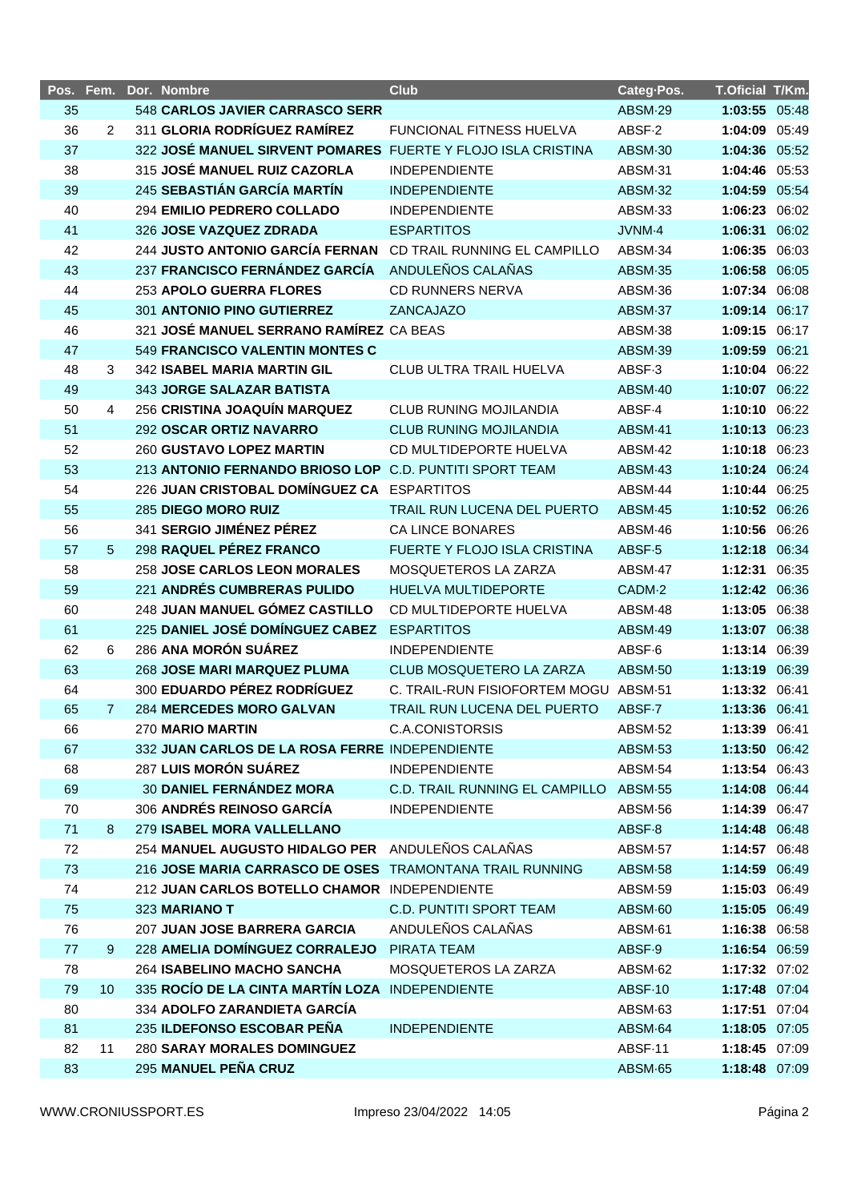| Pos. | Fem. | Dor. | Nombre | Club | Categ·Pos. | T.Oficial | T/Km. |
|---|---|---|---|---|---|---|---|
| 35 | | 548 | **CARLOS JAVIER CARRASCO SERR** | | ABSM·29 | **1:03:55** | 05:48 |
| 36 | 2 | 311 | **GLORIA RODRÍGUEZ RAMÍREZ** | FUNCIONAL FITNESS HUELVA | ABSF·2 | **1:04:09** | 05:49 |
| 37 | | 322 | **JOSÉ MANUEL SIRVENT POMARES** | FUERTE Y FLOJO ISLA CRISTINA | ABSM·30 | **1:04:36** | 05:52 |
| 38 | | 315 | **JOSÉ MANUEL RUIZ CAZORLA** | INDEPENDIENTE | ABSM·31 | **1:04:46** | 05:53 |
| 39 | | 245 | **SEBASTIÁN GARCÍA MARTÍN** | INDEPENDIENTE | ABSM·32 | **1:04:59** | 05:54 |
| 40 | | 294 | **EMILIO PEDRERO COLLADO** | INDEPENDIENTE | ABSM·33 | **1:06:23** | 06:02 |
| 41 | | 326 | **JOSE VAZQUEZ ZDRADA** | ESPARTITOS | JVNM·4 | **1:06:31** | 06:02 |
| 42 | | 244 | **JUSTO ANTONIO GARCÍA FERNAN** | CD TRAIL RUNNING EL CAMPILLO | ABSM·34 | **1:06:35** | 06:03 |
| 43 | | 237 | **FRANCISCO FERNÁNDEZ GARCÍA** | ANDULEÑOS CALAÑAS | ABSM·35 | **1:06:58** | 06:05 |
| 44 | | 253 | **APOLO GUERRA FLORES** | CD RUNNERS NERVA | ABSM·36 | **1:07:34** | 06:08 |
| 45 | | 301 | **ANTONIO PINO GUTIERREZ** | ZANCAJAZO | ABSM·37 | **1:09:14** | 06:17 |
| 46 | | 321 | **JOSÉ MANUEL SERRANO RAMÍREZ** | CA BEAS | ABSM·38 | **1:09:15** | 06:17 |
| 47 | | 549 | **FRANCISCO VALENTIN MONTES C** | | ABSM·39 | **1:09:59** | 06:21 |
| 48 | 3 | 342 | **ISABEL MARIA MARTIN GIL** | CLUB ULTRA TRAIL HUELVA | ABSF·3 | **1:10:04** | 06:22 |
| 49 | | 343 | **JORGE SALAZAR BATISTA** | | ABSM·40 | **1:10:07** | 06:22 |
| 50 | 4 | 256 | **CRISTINA JOAQUÍN MARQUEZ** | CLUB RUNING MOJILANDIA | ABSF·4 | **1:10:10** | 06:22 |
| 51 | | 292 | **OSCAR ORTIZ NAVARRO** | CLUB RUNING MOJILANDIA | ABSM·41 | **1:10:13** | 06:23 |
| 52 | | 260 | **GUSTAVO LOPEZ MARTIN** | CD MULTIDEPORTE HUELVA | ABSM·42 | **1:10:18** | 06:23 |
| 53 | | 213 | **ANTONIO FERNANDO BRIOSO LOP** | C.D. PUNTITI SPORT TEAM | ABSM·43 | **1:10:24** | 06:24 |
| 54 | | 226 | **JUAN CRISTOBAL DOMÍNGUEZ CA** | ESPARTITOS | ABSM·44 | **1:10:44** | 06:25 |
| 55 | | 285 | **DIEGO MORO RUIZ** | TRAIL RUN LUCENA DEL PUERTO | ABSM·45 | **1:10:52** | 06:26 |
| 56 | | 341 | **SERGIO JIMÉNEZ PÉREZ** | CA LINCE BONARES | ABSM·46 | **1:10:56** | 06:26 |
| 57 | 5 | 298 | **RAQUEL PÉREZ FRANCO** | FUERTE Y FLOJO ISLA CRISTINA | ABSF·5 | **1:12:18** | 06:34 |
| 58 | | 258 | **JOSE CARLOS LEON MORALES** | MOSQUETEROS LA ZARZA | ABSM·47 | **1:12:31** | 06:35 |
| 59 | | 221 | **ANDRÉS CUMBRERAS PULIDO** | HUELVA MULTIDEPORTE | CADM·2 | **1:12:42** | 06:36 |
| 60 | | 248 | **JUAN MANUEL GÓMEZ CASTILLO** | CD MULTIDEPORTE HUELVA | ABSM·48 | **1:13:05** | 06:38 |
| 61 | | 225 | **DANIEL JOSÉ DOMÍNGUEZ CABEZ** | ESPARTITOS | ABSM·49 | **1:13:07** | 06:38 |
| 62 | 6 | 286 | **ANA MORÓN SUÁREZ** | INDEPENDIENTE | ABSF·6 | **1:13:14** | 06:39 |
| 63 | | 268 | **JOSE MARI MARQUEZ PLUMA** | CLUB MOSQUETERO LA ZARZA | ABSM·50 | **1:13:19** | 06:39 |
| 64 | | 300 | **EDUARDO PÉREZ RODRÍGUEZ** | C. TRAIL-RUN FISIOFORTEM MOGU | ABSM·51 | **1:13:32** | 06:41 |
| 65 | 7 | 284 | **MERCEDES MORO GALVAN** | TRAIL RUN LUCENA DEL PUERTO | ABSF·7 | **1:13:36** | 06:41 |
| 66 | | 270 | **MARIO MARTIN** | C.A.CONISTORSIS | ABSM·52 | **1:13:39** | 06:41 |
| 67 | | 332 | **JUAN CARLOS DE LA ROSA FERRE** | INDEPENDIENTE | ABSM·53 | **1:13:50** | 06:42 |
| 68 | | 287 | **LUIS MORÓN SUÁREZ** | INDEPENDIENTE | ABSM·54 | **1:13:54** | 06:43 |
| 69 | | 30 | **DANIEL FERNÁNDEZ MORA** | C.D. TRAIL RUNNING EL CAMPILLO | ABSM·55 | **1:14:08** | 06:44 |
| 70 | | 306 | **ANDRÉS REINOSO GARCÍA** | INDEPENDIENTE | ABSM·56 | **1:14:39** | 06:47 |
| 71 | 8 | 279 | **ISABEL MORA VALLELLANO** | | ABSF·8 | **1:14:48** | 06:48 |
| 72 | | 254 | **MANUEL AUGUSTO HIDALGO PER** | ANDULEÑOS CALAÑAS | ABSM·57 | **1:14:57** | 06:48 |
| 73 | | 216 | **JOSE MARIA CARRASCO DE OSES** | TRAMONTANA TRAIL RUNNING | ABSM·58 | **1:14:59** | 06:49 |
| 74 | | 212 | **JUAN CARLOS BOTELLO CHAMOR** | INDEPENDIENTE | ABSM·59 | **1:15:03** | 06:49 |
| 75 | | 323 | **MARIANO T** | C.D. PUNTITI SPORT TEAM | ABSM·60 | **1:15:05** | 06:49 |
| 76 | | 207 | **JUAN JOSE BARRERA GARCIA** | ANDULEÑOS CALAÑAS | ABSM·61 | **1:16:38** | 06:58 |
| 77 | 9 | 228 | **AMELIA DOMÍNGUEZ CORRALEJO** | PIRATA TEAM | ABSF·9 | **1:16:54** | 06:59 |
| 78 | | 264 | **ISABELINO MACHO SANCHA** | MOSQUETEROS LA ZARZA | ABSM·62 | **1:17:32** | 07:02 |
| 79 | 10 | 335 | **ROCÍO DE LA CINTA MARTÍN LOZA** | INDEPENDIENTE | ABSF·10 | **1:17:48** | 07:04 |
| 80 | | 334 | **ADOLFO ZARANDIETA GARCÍA** | | ABSM·63 | **1:17:51** | 07:04 |
| 81 | | 235 | **ILDEFONSO ESCOBAR PEÑA** | INDEPENDIENTE | ABSM·64 | **1:18:05** | 07:05 |
| 82 | 11 | 280 | **SARAY MORALES DOMINGUEZ** | | ABSF·11 | **1:18:45** | 07:09 |
| 83 | | 295 | **MANUEL PEÑA CRUZ** | | ABSM·65 | **1:18:48** | 07:09 |

WWW.CRONIUSSPORT.ES Impreso 23/04/2022 14:05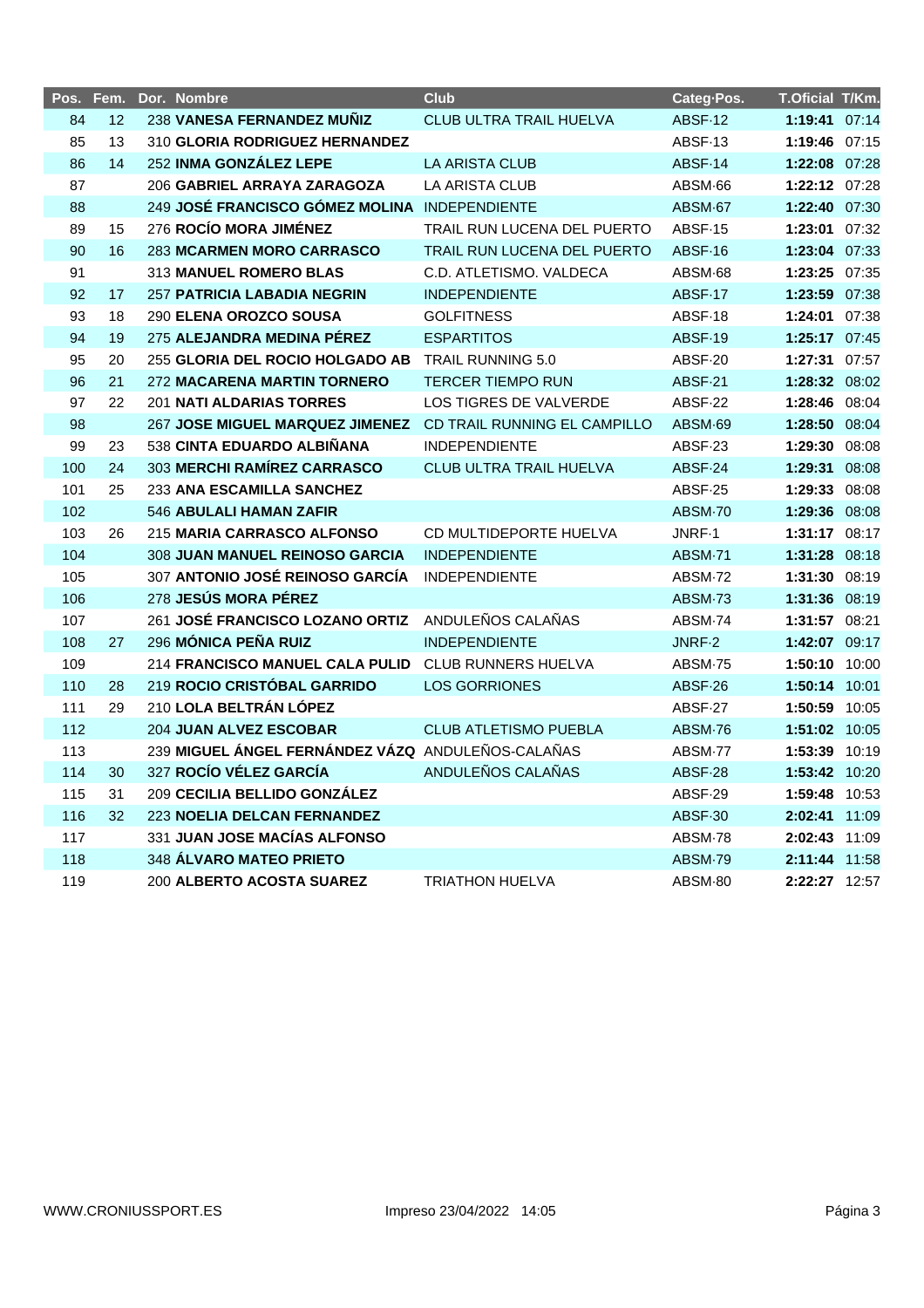| Pos. | Fem. | Dor. | Nombre | Club | Categ·Pos. | T.Oficial | T/Km. |
|---|---|---|---|---|---|---|---|
| 84 | 12 | 238 | **VANESA FERNANDEZ MUÑIZ** | CLUB ULTRA TRAIL HUELVA | ABSF·12 | **1:19:41** | 07:14 |
| 85 | 13 | 310 | **GLORIA RODRIGUEZ HERNANDEZ** | | ABSF·13 | **1:19:46** | 07:15 |
| 86 | 14 | 252 | **INMA GONZÁLEZ LEPE** | LA ARISTA CLUB | ABSF·14 | **1:22:08** | 07:28 |
| 87 | | 206 | **GABRIEL ARRAYA ZARAGOZA** | LA ARISTA CLUB | ABSM·66 | **1:22:12** | 07:28 |
| 88 | | 249 | **JOSÉ FRANCISCO GÓMEZ MOLINA** | INDEPENDIENTE | ABSM·67 | **1:22:40** | 07:30 |
| 89 | 15 | 276 | **ROCÍO MORA JIMÉNEZ** | TRAIL RUN LUCENA DEL PUERTO | ABSF·15 | **1:23:01** | 07:32 |
| 90 | 16 | 283 | **MCARMEN MORO CARRASCO** | TRAIL RUN LUCENA DEL PUERTO | ABSF·16 | **1:23:04** | 07:33 |
| 91 | | 313 | **MANUEL ROMERO BLAS** | C.D. ATLETISMO. VALDECA | ABSM·68 | **1:23:25** | 07:35 |
| 92 | 17 | 257 | **PATRICIA LABADIA NEGRIN** | INDEPENDIENTE | ABSF·17 | **1:23:59** | 07:38 |
| 93 | 18 | 290 | **ELENA OROZCO SOUSA** | GOLFITNESS | ABSF·18 | **1:24:01** | 07:38 |
| 94 | 19 | 275 | **ALEJANDRA MEDINA PÉREZ** | ESPARTITOS | ABSF·19 | **1:25:17** | 07:45 |
| 95 | 20 | 255 | **GLORIA DEL ROCIO HOLGADO AB** | TRAIL RUNNING 5.0 | ABSF·20 | **1:27:31** | 07:57 |
| 96 | 21 | 272 | **MACARENA MARTIN TORNERO** | TERCER TIEMPO RUN | ABSF·21 | **1:28:32** | 08:02 |
| 97 | 22 | 201 | **NATI ALDARIAS TORRES** | LOS TIGRES DE VALVERDE | ABSF·22 | **1:28:46** | 08:04 |
| 98 | | 267 | **JOSE MIGUEL MARQUEZ JIMENEZ** | CD TRAIL RUNNING EL CAMPILLO | ABSM·69 | **1:28:50** | 08:04 |
| 99 | 23 | 538 | **CINTA EDUARDO ALBIÑANA** | INDEPENDIENTE | ABSF·23 | **1:29:30** | 08:08 |
| 100 | 24 | 303 | **MERCHI RAMÍREZ CARRASCO** | CLUB ULTRA TRAIL HUELVA | ABSF·24 | **1:29:31** | 08:08 |
| 101 | 25 | 233 | **ANA ESCAMILLA SANCHEZ** | | ABSF·25 | **1:29:33** | 08:08 |
| 102 | | 546 | **ABULALI HAMAN ZAFIR** | | ABSM·70 | **1:29:36** | 08:08 |
| 103 | 26 | 215 | **MARIA CARRASCO ALFONSO** | CD MULTIDEPORTE HUELVA | JNRF·1 | **1:31:17** | 08:17 |
| 104 | | 308 | **JUAN MANUEL REINOSO GARCIA** | INDEPENDIENTE | ABSM·71 | **1:31:28** | 08:18 |
| 105 | | 307 | **ANTONIO JOSÉ REINOSO GARCÍA** | INDEPENDIENTE | ABSM·72 | **1:31:30** | 08:19 |
| 106 | | 278 | **JESÚS MORA PÉREZ** | | ABSM·73 | **1:31:36** | 08:19 |
| 107 | | 261 | **JOSÉ FRANCISCO LOZANO ORTIZ** | ANDULEÑOS CALAÑAS | ABSM·74 | **1:31:57** | 08:21 |
| 108 | 27 | 296 | **MÓNICA PEÑA RUIZ** | INDEPENDIENTE | JNRF·2 | **1:42:07** | 09:17 |
| 109 | | 214 | **FRANCISCO MANUEL CALA PULID** | CLUB RUNNERS HUELVA | ABSM·75 | **1:50:10** | 10:00 |
| 110 | 28 | 219 | **ROCIO CRISTÓBAL GARRIDO** | LOS GORRIONES | ABSF·26 | **1:50:14** | 10:01 |
| 111 | 29 | 210 | **LOLA BELTRÁN LÓPEZ** | | ABSF·27 | **1:50:59** | 10:05 |
| 112 | | 204 | **JUAN ALVEZ ESCOBAR** | CLUB ATLETISMO PUEBLA | ABSM·76 | **1:51:02** | 10:05 |
| 113 | | 239 | **MIGUEL ÁNGEL FERNÁNDEZ VÁZQ** | ANDULEÑOS-CALAÑAS | ABSM·77 | **1:53:39** | 10:19 |
| 114 | 30 | 327 | **ROCÍO VÉLEZ GARCÍA** | ANDULEÑOS CALAÑAS | ABSF·28 | **1:53:42** | 10:20 |
| 115 | 31 | 209 | **CECILIA BELLIDO GONZÁLEZ** | | ABSF·29 | **1:59:48** | 10:53 |
| 116 | 32 | 223 | **NOELIA DELCAN FERNANDEZ** | | ABSF·30 | **2:02:41** | 11:09 |
| 117 | | 331 | **JUAN JOSE MACÍAS ALFONSO** | | ABSM·78 | **2:02:43** | 11:09 |
| 118 | | 348 | **ÁLVARO MATEO PRIETO** | | ABSM·79 | **2:11:44** | 11:58 |
| 119 | | 200 | **ALBERTO ACOSTA SUAREZ** | TRIATHON HUELVA | ABSM·80 | **2:22:27** | 12:57 |

WWW.CRONIUSSPORT.ES Impreso 23/04/2022 14:05